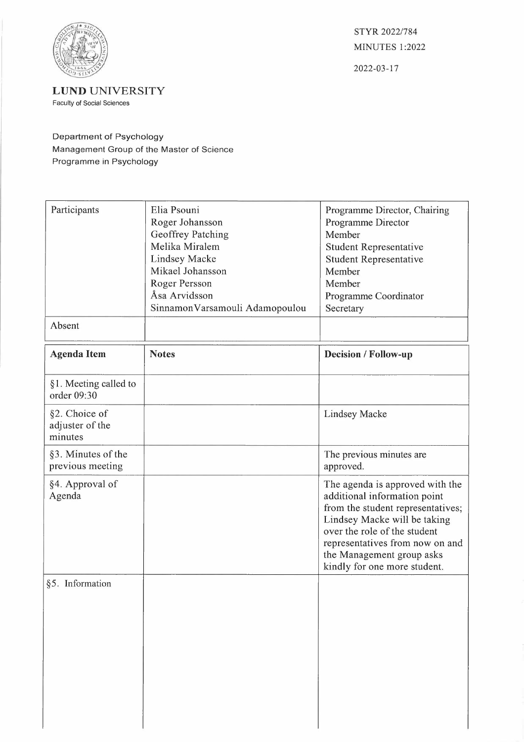STYR 2022/784
MINUTES 1:2022

2022-03-17

**LUND UNIVERSITY**
Faculty of Social Sciences

Department of Psychology
Management Group of the Master of Science Programme in Psychology

| Participants | Elia Psouni<br>Roger Johansson<br>Geoffrey Patching<br>Melika Miralem<br>Lindsey Macke<br>Mikael Johansson<br>Roger Persson<br>Åsa Arvidsson<br>SinnamonVarsamouli Adamopoulou | Programme Director, Chairing<br>Programme Director<br>Member<br>Student Representative<br>Student Representative<br>Member<br>Member<br>Programme Coordinator<br>Secretary |
|---|---|---|
| Absent | | |

| Agenda Item | Notes | Decision / Follow-up |
|---|---|---|
| §1. Meeting called to order 09:30 | | |
| §2. Choice of adjuster of the minutes | | Lindsey Macke |
| §3. Minutes of the previous meeting | | The previous minutes are approved. |
| §4. Approval of Agenda | | The agenda is approved with the additional information point from the student representatives; Lindsey Macke will be taking over the role of the student representatives from now on and the Management group asks kindly for one more student. |
| §5. Information | | |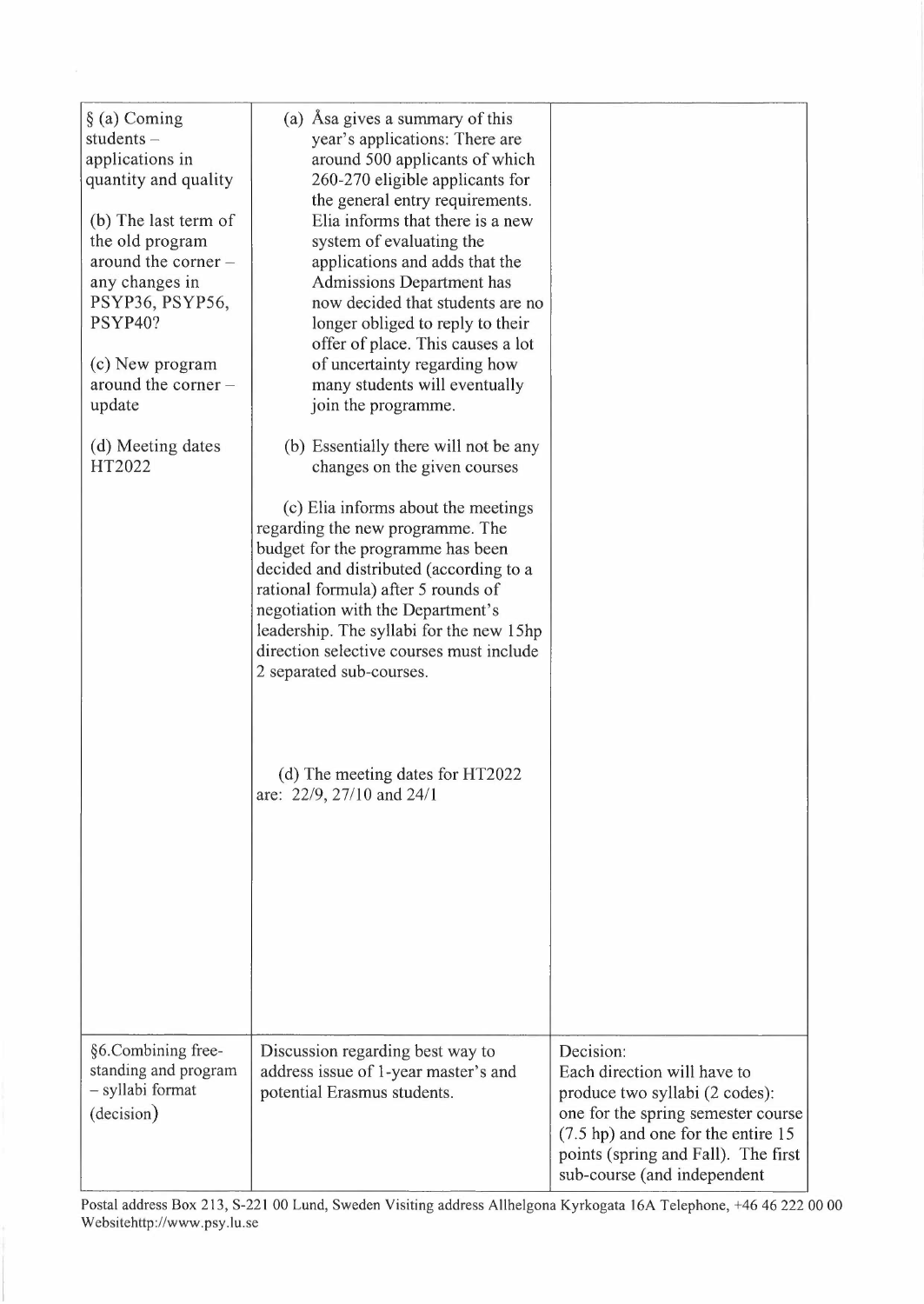| | | |
|---|---|---|
| § (a) Coming students – applications in quantity and quality<br><br>(b) The last term of the old program around the corner – any changes in PSYP36, PSYP56, PSYP40?<br><br>(c) New program around the corner – update<br><br>(d) Meeting dates HT2022 | (a) Åsa gives a summary of this year's applications: There are around 500 applicants of which 260-270 eligible applicants for the general entry requirements. Elia informs that there is a new system of evaluating the applications and adds that the Admissions Department has now decided that students are no longer obliged to reply to their offer of place. This causes a lot of uncertainty regarding how many students will eventually join the programme.<br><br>(b) Essentially there will not be any changes on the given courses<br><br>(c) Elia informs about the meetings regarding the new programme. The budget for the programme has been decided and distributed (according to a rational formula) after 5 rounds of negotiation with the Department's leadership. The syllabi for the new 15hp direction selective courses must include 2 separated sub-courses.<br><br>(d) The meeting dates for HT2022 are: 22/9, 27/10 and 24/1 | |
| §6.Combining free-standing and program – syllabi format (decision) | Discussion regarding best way to address issue of 1-year master's and potential Erasmus students. | Decision:<br>Each direction will have to produce two syllabi (2 codes): one for the spring semester course (7.5 hp) and one for the entire 15 points (spring and Fall). The first sub-course (and independent |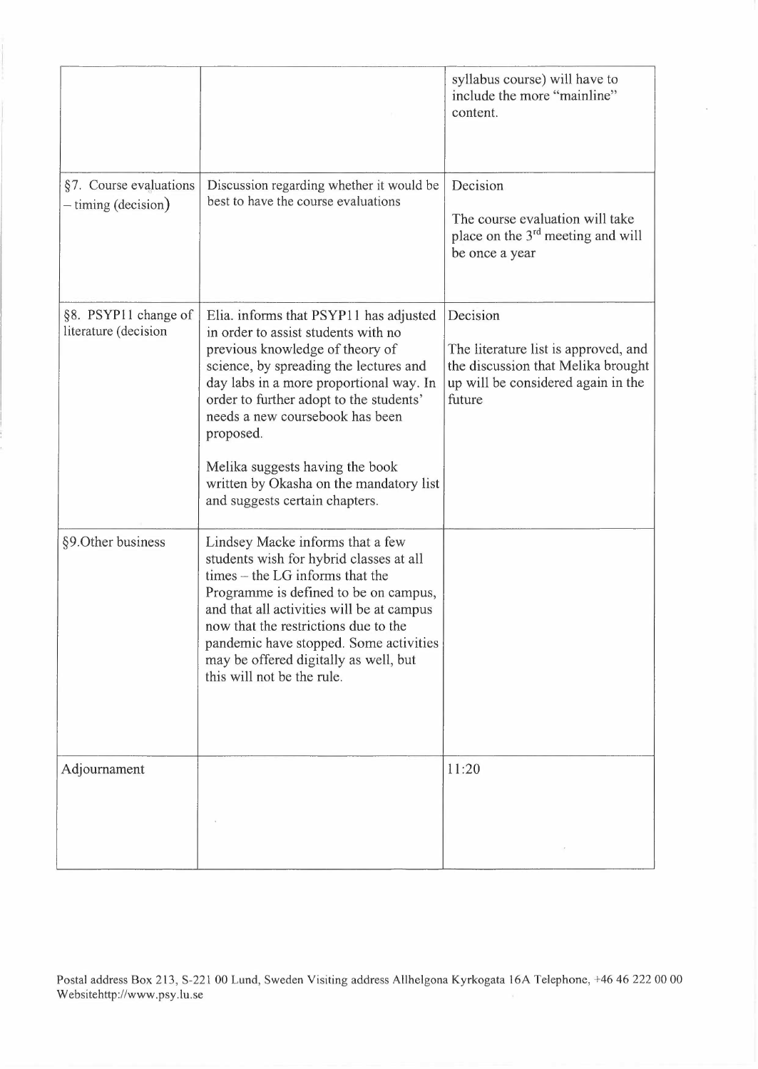| | | |
|---|---|---|
| | | syllabus course) will have to include the more "mainline" content. |
| §7. Course evaluations – timing (decision) | Discussion regarding whether it would be best to have the course evaluations | Decision<br><br>The course evaluation will take place on the 3rd meeting and will be once a year |
| §8. PSYP11 change of literature (decision | Elia. informs that PSYP11 has adjusted in order to assist students with no previous knowledge of theory of science, by spreading the lectures and day labs in a more proportional way. In order to further adopt to the students' needs a new coursebook has been proposed.<br><br>Melika suggests having the book written by Okasha on the mandatory list and suggests certain chapters. | Decision<br><br>The literature list is approved, and the discussion that Melika brought up will be considered again in the future |
| §9.Other business | Lindsey Macke informs that a few students wish for hybrid classes at all times – the LG informs that the Programme is defined to be on campus, and that all activities will be at campus now that the restrictions due to the pandemic have stopped. Some activities may be offered digitally as well, but this will not be the rule. | |
| Adjournament | | 11:20 |

Postal address Box 213, S-221 00 Lund, Sweden Visiting address Allhelgona Kyrkogata 16A Telephone, +46 46 222 00 00 Websitehttp://www.psy.lu.se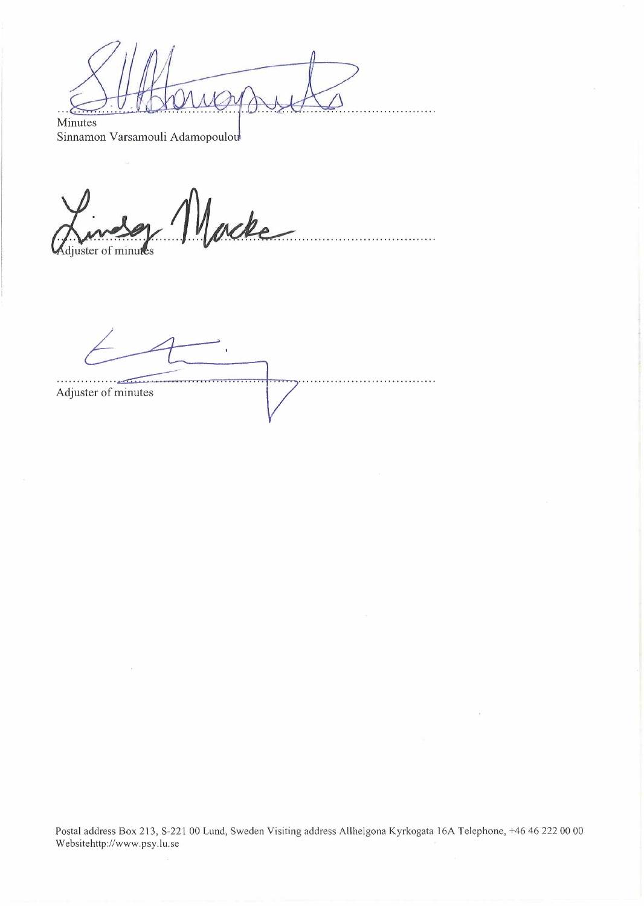Minutes
Sinnamon Varsamouli Adamopoulou

Adjuster of minutes

Adjuster of minutes

Postal address Box 213, S-221 00 Lund, Sweden Visiting address Allhelgona Kyrkogata 16A Telephone, +46 46 222 00 00
Websitehttp://www.psy.lu.se